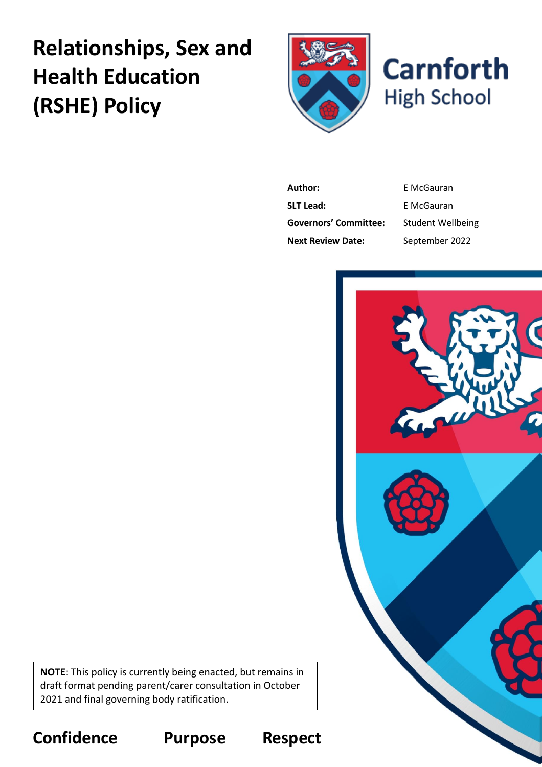# Relationships, Sex and Health Education (RSHE) Policy

Carnforth High School

| | |
|---|---|
| **Author:** | E McGauran |
| **SLT Lead:** | E McGauran |
| **Governors' Committee:** | Student Wellbeing |
| **Next Review Date:** | September 2022 |

**NOTE**: This policy is currently being enacted, but remains in draft format pending parent/carer consultation in October 2021 and final governing body ratification.

**Confidence** **Purpose** **Respect**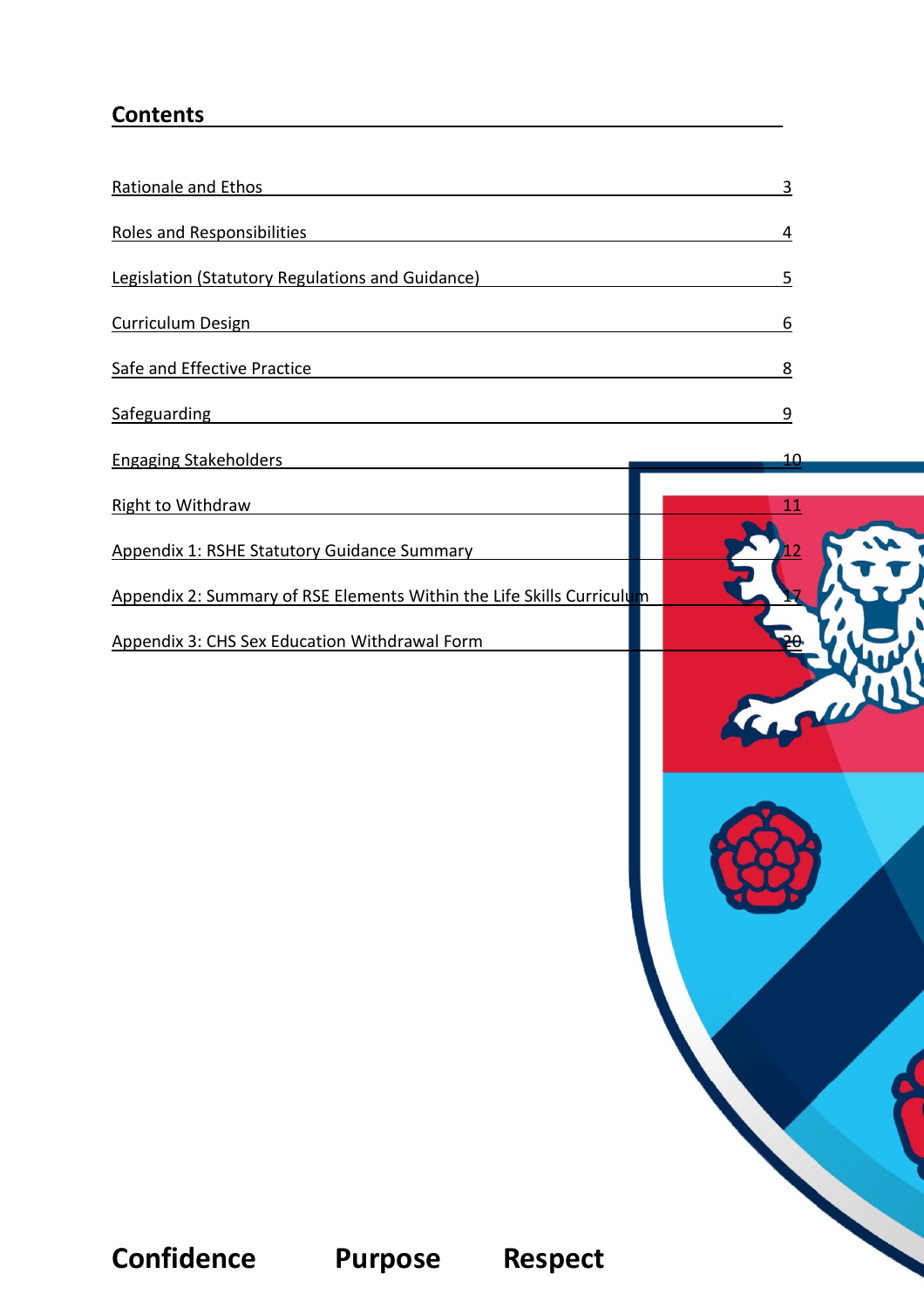## Contents

| | |
|---|---|
| Rationale and Ethos | 3 |
| Roles and Responsibilities | 4 |
| Legislation (Statutory Regulations and Guidance) | 5 |
| Curriculum Design | 6 |
| Safe and Effective Practice | 8 |
| Safeguarding | 9 |
| Engaging Stakeholders | 10 |
| Right to Withdraw | 11 |
| Appendix 1: RSHE Statutory Guidance Summary | 12 |
| Appendix 2: Summary of RSE Elements Within the Life Skills Curriculum | 17 |
| Appendix 3: CHS Sex Education Withdrawal Form | 20 |

**Confidence Purpose Respect**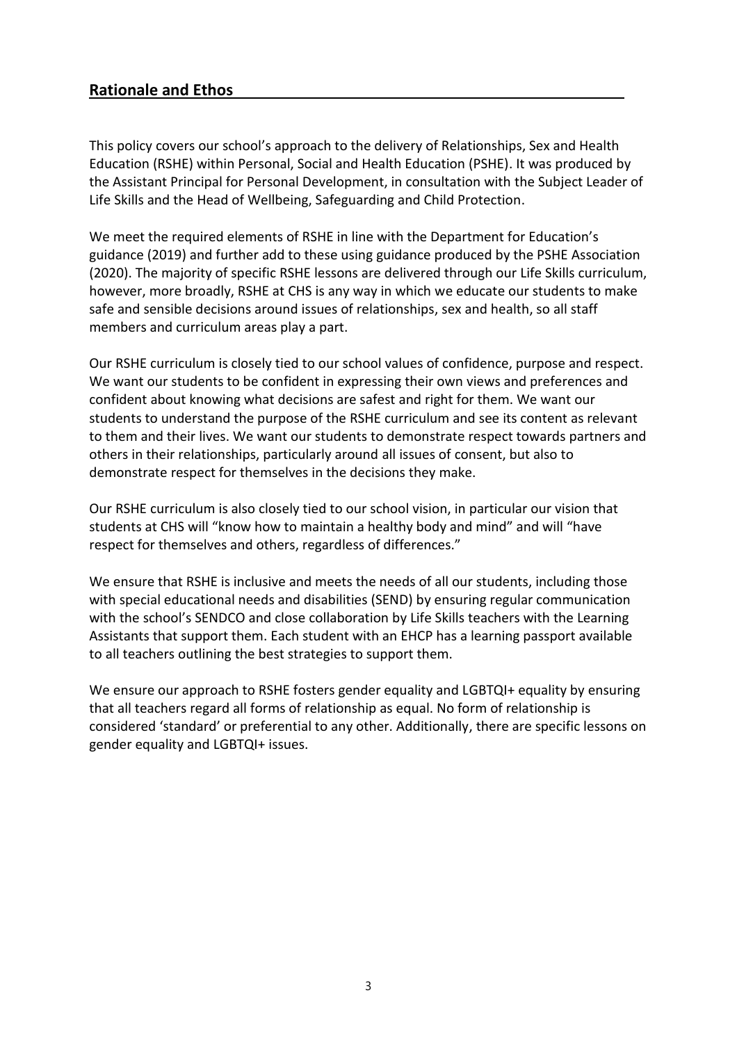## Rationale and Ethos

This policy covers our school's approach to the delivery of Relationships, Sex and Health Education (RSHE) within Personal, Social and Health Education (PSHE). It was produced by the Assistant Principal for Personal Development, in consultation with the Subject Leader of Life Skills and the Head of Wellbeing, Safeguarding and Child Protection.

We meet the required elements of RSHE in line with the Department for Education's guidance (2019) and further add to these using guidance produced by the PSHE Association (2020). The majority of specific RSHE lessons are delivered through our Life Skills curriculum, however, more broadly, RSHE at CHS is any way in which we educate our students to make safe and sensible decisions around issues of relationships, sex and health, so all staff members and curriculum areas play a part.

Our RSHE curriculum is closely tied to our school values of confidence, purpose and respect. We want our students to be confident in expressing their own views and preferences and confident about knowing what decisions are safest and right for them. We want our students to understand the purpose of the RSHE curriculum and see its content as relevant to them and their lives. We want our students to demonstrate respect towards partners and others in their relationships, particularly around all issues of consent, but also to demonstrate respect for themselves in the decisions they make.

Our RSHE curriculum is also closely tied to our school vision, in particular our vision that students at CHS will "know how to maintain a healthy body and mind" and will "have respect for themselves and others, regardless of differences."

We ensure that RSHE is inclusive and meets the needs of all our students, including those with special educational needs and disabilities (SEND) by ensuring regular communication with the school's SENDCO and close collaboration by Life Skills teachers with the Learning Assistants that support them. Each student with an EHCP has a learning passport available to all teachers outlining the best strategies to support them.

We ensure our approach to RSHE fosters gender equality and LGBTQI+ equality by ensuring that all teachers regard all forms of relationship as equal. No form of relationship is considered 'standard' or preferential to any other. Additionally, there are specific lessons on gender equality and LGBTQI+ issues.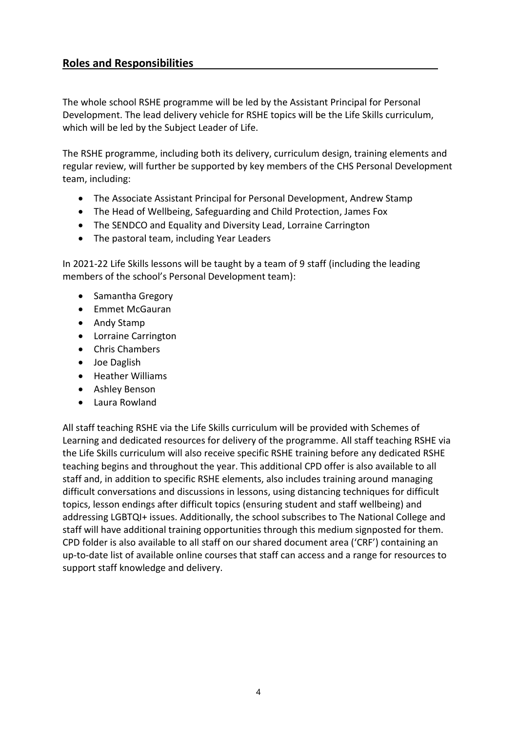## Roles and Responsibilities

The whole school RSHE programme will be led by the Assistant Principal for Personal Development. The lead delivery vehicle for RSHE topics will be the Life Skills curriculum, which will be led by the Subject Leader of Life.

The RSHE programme, including both its delivery, curriculum design, training elements and regular review, will further be supported by key members of the CHS Personal Development team, including:

- The Associate Assistant Principal for Personal Development, Andrew Stamp
- The Head of Wellbeing, Safeguarding and Child Protection, James Fox
- The SENDCO and Equality and Diversity Lead, Lorraine Carrington
- The pastoral team, including Year Leaders

In 2021-22 Life Skills lessons will be taught by a team of 9 staff (including the leading members of the school's Personal Development team):

- Samantha Gregory
- Emmet McGauran
- Andy Stamp
- Lorraine Carrington
- Chris Chambers
- Joe Daglish
- Heather Williams
- Ashley Benson
- Laura Rowland

All staff teaching RSHE via the Life Skills curriculum will be provided with Schemes of Learning and dedicated resources for delivery of the programme. All staff teaching RSHE via the Life Skills curriculum will also receive specific RSHE training before any dedicated RSHE teaching begins and throughout the year. This additional CPD offer is also available to all staff and, in addition to specific RSHE elements, also includes training around managing difficult conversations and discussions in lessons, using distancing techniques for difficult topics, lesson endings after difficult topics (ensuring student and staff wellbeing) and addressing LGBTQI+ issues. Additionally, the school subscribes to The National College and staff will have additional training opportunities through this medium signposted for them. CPD folder is also available to all staff on our shared document area ('CRF') containing an up-to-date list of available online courses that staff can access and a range for resources to support staff knowledge and delivery.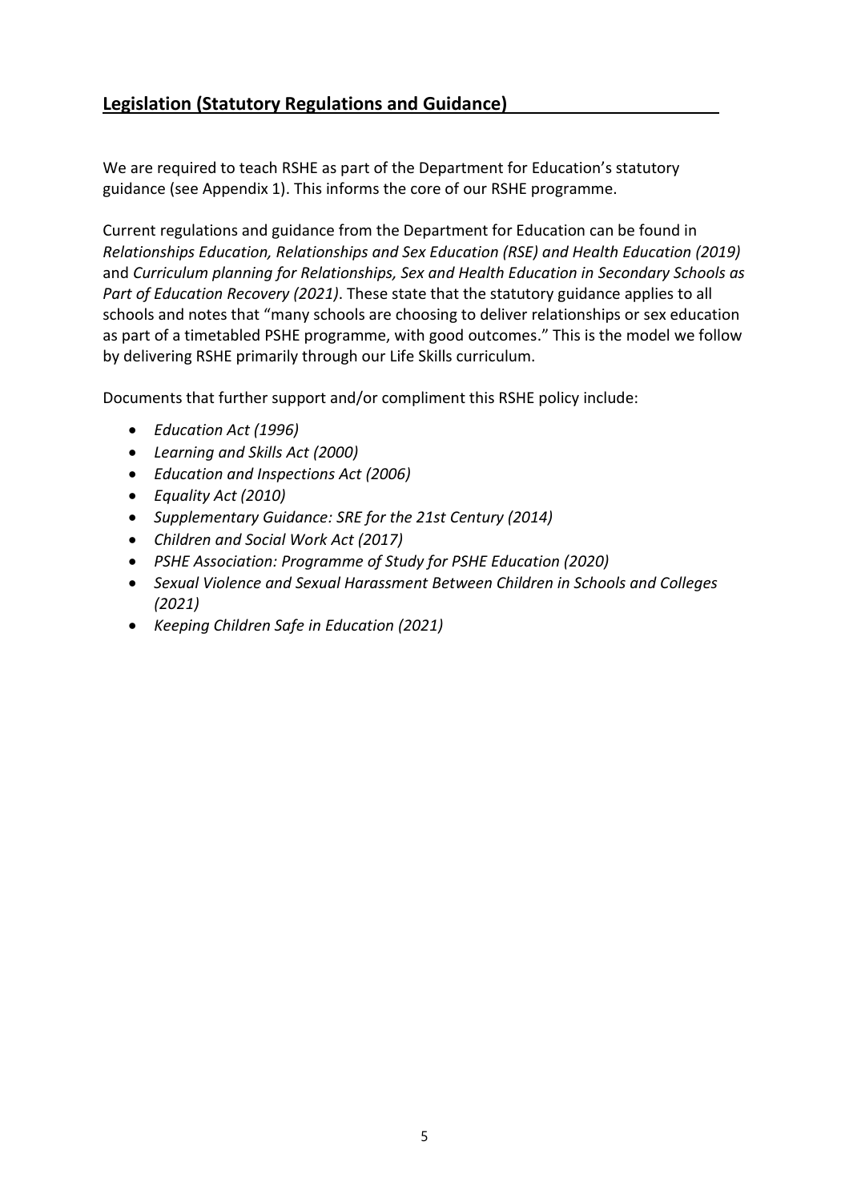## Legislation (Statutory Regulations and Guidance)

We are required to teach RSHE as part of the Department for Education's statutory guidance (see Appendix 1). This informs the core of our RSHE programme.

Current regulations and guidance from the Department for Education can be found in *Relationships Education, Relationships and Sex Education (RSE) and Health Education (2019)* and *Curriculum planning for Relationships, Sex and Health Education in Secondary Schools as Part of Education Recovery (2021)*. These state that the statutory guidance applies to all schools and notes that "many schools are choosing to deliver relationships or sex education as part of a timetabled PSHE programme, with good outcomes." This is the model we follow by delivering RSHE primarily through our Life Skills curriculum.

Documents that further support and/or compliment this RSHE policy include:

- *Education Act (1996)*
- *Learning and Skills Act (2000)*
- *Education and Inspections Act (2006)*
- *Equality Act (2010)*
- *Supplementary Guidance: SRE for the 21st Century (2014)*
- *Children and Social Work Act (2017)*
- *PSHE Association: Programme of Study for PSHE Education (2020)*
- *Sexual Violence and Sexual Harassment Between Children in Schools and Colleges (2021)*
- *Keeping Children Safe in Education (2021)*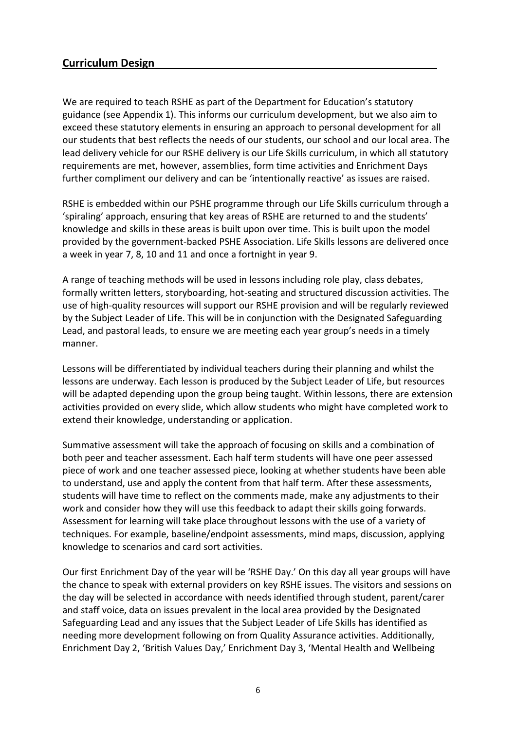## Curriculum Design

We are required to teach RSHE as part of the Department for Education's statutory guidance (see Appendix 1). This informs our curriculum development, but we also aim to exceed these statutory elements in ensuring an approach to personal development for all our students that best reflects the needs of our students, our school and our local area. The lead delivery vehicle for our RSHE delivery is our Life Skills curriculum, in which all statutory requirements are met, however, assemblies, form time activities and Enrichment Days further compliment our delivery and can be 'intentionally reactive' as issues are raised.

RSHE is embedded within our PSHE programme through our Life Skills curriculum through a 'spiraling' approach, ensuring that key areas of RSHE are returned to and the students' knowledge and skills in these areas is built upon over time. This is built upon the model provided by the government-backed PSHE Association. Life Skills lessons are delivered once a week in year 7, 8, 10 and 11 and once a fortnight in year 9.

A range of teaching methods will be used in lessons including role play, class debates, formally written letters, storyboarding, hot-seating and structured discussion activities. The use of high-quality resources will support our RSHE provision and will be regularly reviewed by the Subject Leader of Life. This will be in conjunction with the Designated Safeguarding Lead, and pastoral leads, to ensure we are meeting each year group's needs in a timely manner.

Lessons will be differentiated by individual teachers during their planning and whilst the lessons are underway. Each lesson is produced by the Subject Leader of Life, but resources will be adapted depending upon the group being taught. Within lessons, there are extension activities provided on every slide, which allow students who might have completed work to extend their knowledge, understanding or application.

Summative assessment will take the approach of focusing on skills and a combination of both peer and teacher assessment. Each half term students will have one peer assessed piece of work and one teacher assessed piece, looking at whether students have been able to understand, use and apply the content from that half term. After these assessments, students will have time to reflect on the comments made, make any adjustments to their work and consider how they will use this feedback to adapt their skills going forwards. Assessment for learning will take place throughout lessons with the use of a variety of techniques. For example, baseline/endpoint assessments, mind maps, discussion, applying knowledge to scenarios and card sort activities.

Our first Enrichment Day of the year will be 'RSHE Day.' On this day all year groups will have the chance to speak with external providers on key RSHE issues. The visitors and sessions on the day will be selected in accordance with needs identified through student, parent/carer and staff voice, data on issues prevalent in the local area provided by the Designated Safeguarding Lead and any issues that the Subject Leader of Life Skills has identified as needing more development following on from Quality Assurance activities. Additionally, Enrichment Day 2, 'British Values Day,' Enrichment Day 3, 'Mental Health and Wellbeing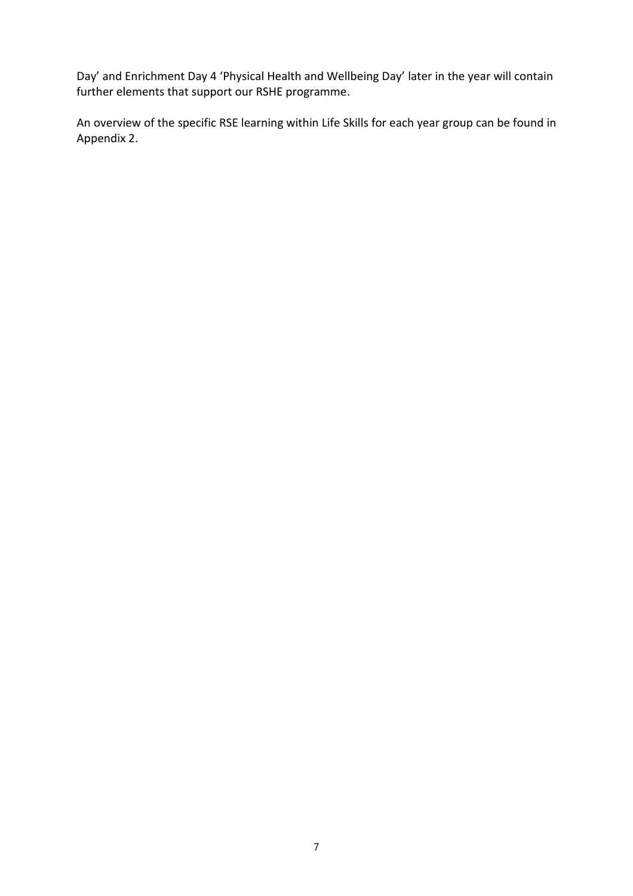Day' and Enrichment Day 4 'Physical Health and Wellbeing Day' later in the year will contain further elements that support our RSHE programme.

An overview of the specific RSE learning within Life Skills for each year group can be found in Appendix 2.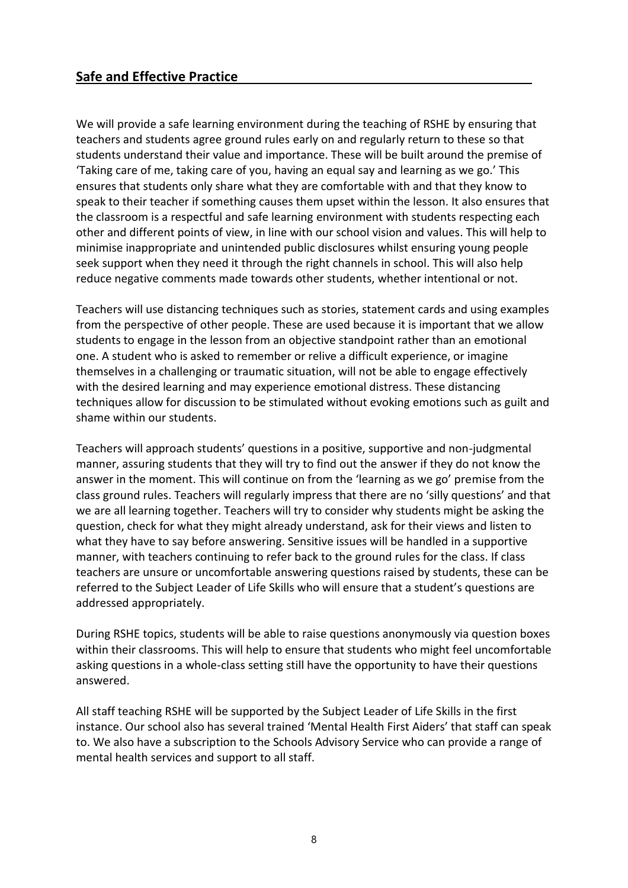## Safe and Effective Practice

We will provide a safe learning environment during the teaching of RSHE by ensuring that teachers and students agree ground rules early on and regularly return to these so that students understand their value and importance. These will be built around the premise of 'Taking care of me, taking care of you, having an equal say and learning as we go.' This ensures that students only share what they are comfortable with and that they know to speak to their teacher if something causes them upset within the lesson. It also ensures that the classroom is a respectful and safe learning environment with students respecting each other and different points of view, in line with our school vision and values. This will help to minimise inappropriate and unintended public disclosures whilst ensuring young people seek support when they need it through the right channels in school. This will also help reduce negative comments made towards other students, whether intentional or not.

Teachers will use distancing techniques such as stories, statement cards and using examples from the perspective of other people. These are used because it is important that we allow students to engage in the lesson from an objective standpoint rather than an emotional one. A student who is asked to remember or relive a difficult experience, or imagine themselves in a challenging or traumatic situation, will not be able to engage effectively with the desired learning and may experience emotional distress. These distancing techniques allow for discussion to be stimulated without evoking emotions such as guilt and shame within our students.

Teachers will approach students' questions in a positive, supportive and non-judgmental manner, assuring students that they will try to find out the answer if they do not know the answer in the moment. This will continue on from the 'learning as we go' premise from the class ground rules. Teachers will regularly impress that there are no 'silly questions' and that we are all learning together. Teachers will try to consider why students might be asking the question, check for what they might already understand, ask for their views and listen to what they have to say before answering. Sensitive issues will be handled in a supportive manner, with teachers continuing to refer back to the ground rules for the class. If class teachers are unsure or uncomfortable answering questions raised by students, these can be referred to the Subject Leader of Life Skills who will ensure that a student's questions are addressed appropriately.

During RSHE topics, students will be able to raise questions anonymously via question boxes within their classrooms. This will help to ensure that students who might feel uncomfortable asking questions in a whole-class setting still have the opportunity to have their questions answered.

All staff teaching RSHE will be supported by the Subject Leader of Life Skills in the first instance. Our school also has several trained 'Mental Health First Aiders' that staff can speak to. We also have a subscription to the Schools Advisory Service who can provide a range of mental health services and support to all staff.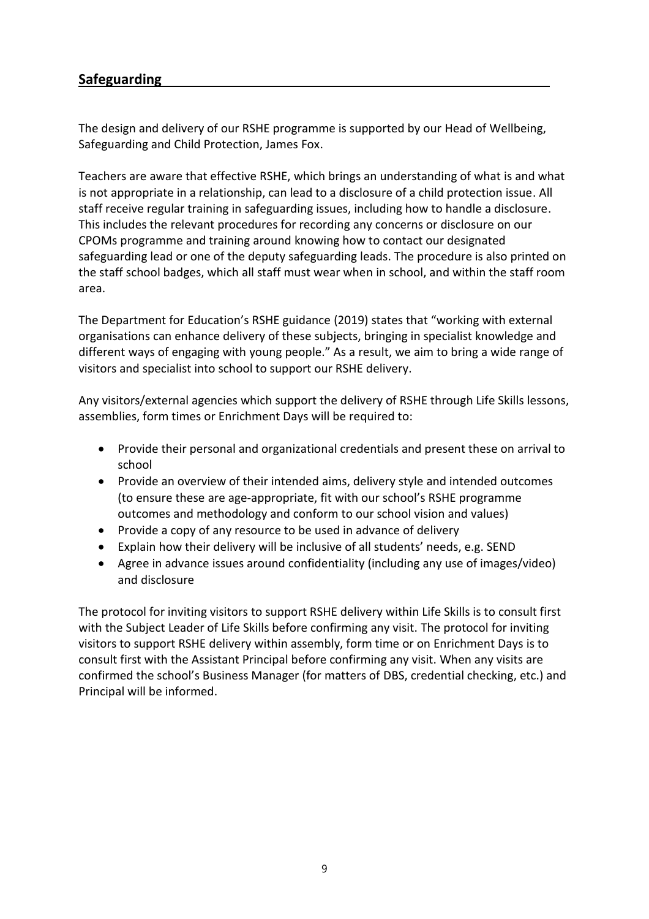## Safeguarding

The design and delivery of our RSHE programme is supported by our Head of Wellbeing, Safeguarding and Child Protection, James Fox.

Teachers are aware that effective RSHE, which brings an understanding of what is and what is not appropriate in a relationship, can lead to a disclosure of a child protection issue. All staff receive regular training in safeguarding issues, including how to handle a disclosure. This includes the relevant procedures for recording any concerns or disclosure on our CPOMs programme and training around knowing how to contact our designated safeguarding lead or one of the deputy safeguarding leads. The procedure is also printed on the staff school badges, which all staff must wear when in school, and within the staff room area.

The Department for Education's RSHE guidance (2019) states that "working with external organisations can enhance delivery of these subjects, bringing in specialist knowledge and different ways of engaging with young people." As a result, we aim to bring a wide range of visitors and specialist into school to support our RSHE delivery.

Any visitors/external agencies which support the delivery of RSHE through Life Skills lessons, assemblies, form times or Enrichment Days will be required to:

- Provide their personal and organizational credentials and present these on arrival to school
- Provide an overview of their intended aims, delivery style and intended outcomes (to ensure these are age-appropriate, fit with our school's RSHE programme outcomes and methodology and conform to our school vision and values)
- Provide a copy of any resource to be used in advance of delivery
- Explain how their delivery will be inclusive of all students' needs, e.g. SEND
- Agree in advance issues around confidentiality (including any use of images/video) and disclosure

The protocol for inviting visitors to support RSHE delivery within Life Skills is to consult first with the Subject Leader of Life Skills before confirming any visit. The protocol for inviting visitors to support RSHE delivery within assembly, form time or on Enrichment Days is to consult first with the Assistant Principal before confirming any visit. When any visits are confirmed the school's Business Manager (for matters of DBS, credential checking, etc.) and Principal will be informed.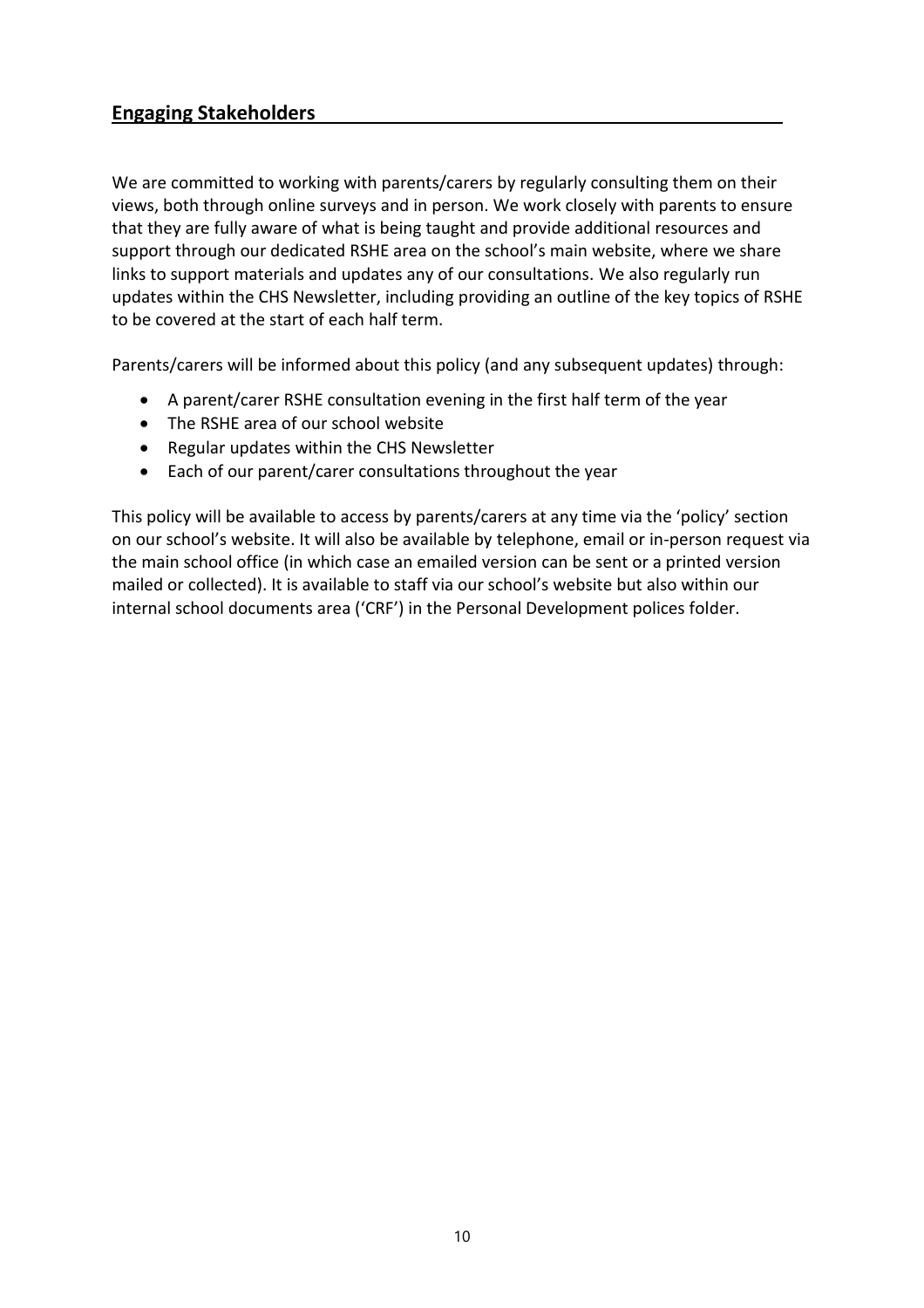## Engaging Stakeholders

We are committed to working with parents/carers by regularly consulting them on their views, both through online surveys and in person. We work closely with parents to ensure that they are fully aware of what is being taught and provide additional resources and support through our dedicated RSHE area on the school's main website, where we share links to support materials and updates any of our consultations. We also regularly run updates within the CHS Newsletter, including providing an outline of the key topics of RSHE to be covered at the start of each half term.

Parents/carers will be informed about this policy (and any subsequent updates) through:

- A parent/carer RSHE consultation evening in the first half term of the year
- The RSHE area of our school website
- Regular updates within the CHS Newsletter
- Each of our parent/carer consultations throughout the year

This policy will be available to access by parents/carers at any time via the 'policy' section on our school's website. It will also be available by telephone, email or in-person request via the main school office (in which case an emailed version can be sent or a printed version mailed or collected). It is available to staff via our school's website but also within our internal school documents area ('CRF') in the Personal Development polices folder.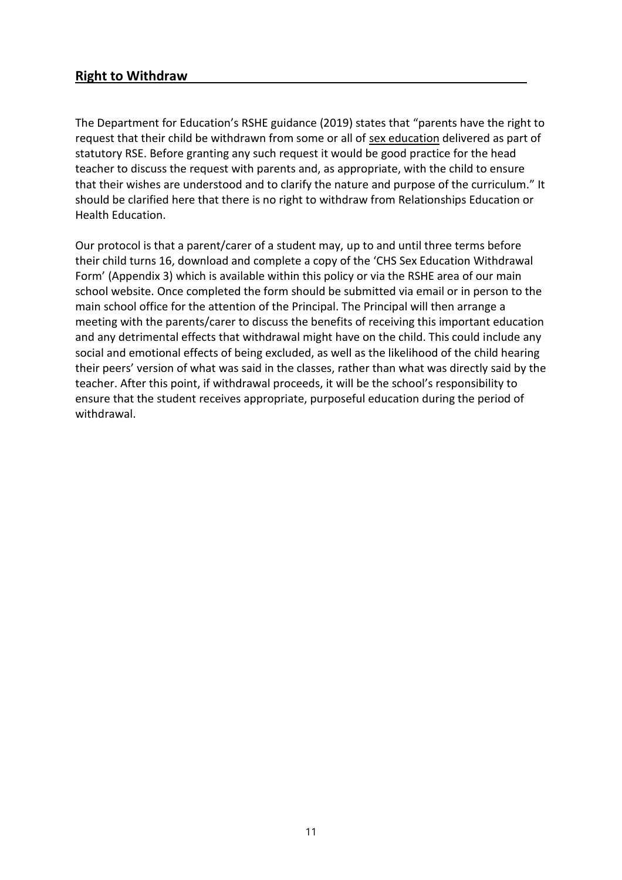## Right to Withdraw

The Department for Education's RSHE guidance (2019) states that "parents have the right to request that their child be withdrawn from some or all of sex education delivered as part of statutory RSE. Before granting any such request it would be good practice for the head teacher to discuss the request with parents and, as appropriate, with the child to ensure that their wishes are understood and to clarify the nature and purpose of the curriculum." It should be clarified here that there is no right to withdraw from Relationships Education or Health Education.

Our protocol is that a parent/carer of a student may, up to and until three terms before their child turns 16, download and complete a copy of the 'CHS Sex Education Withdrawal Form' (Appendix 3) which is available within this policy or via the RSHE area of our main school website. Once completed the form should be submitted via email or in person to the main school office for the attention of the Principal. The Principal will then arrange a meeting with the parents/carer to discuss the benefits of receiving this important education and any detrimental effects that withdrawal might have on the child. This could include any social and emotional effects of being excluded, as well as the likelihood of the child hearing their peers' version of what was said in the classes, rather than what was directly said by the teacher. After this point, if withdrawal proceeds, it will be the school's responsibility to ensure that the student receives appropriate, purposeful education during the period of withdrawal.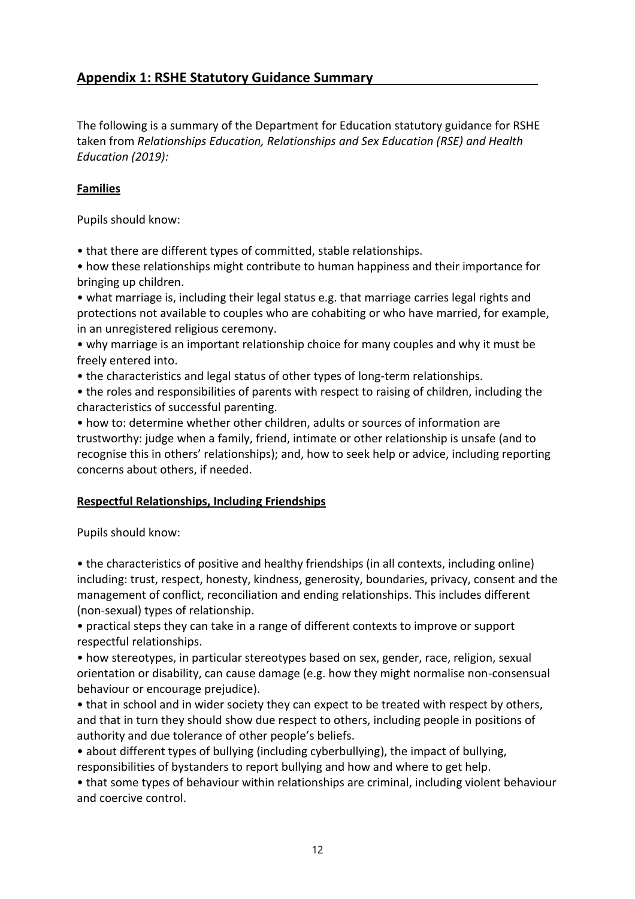## Appendix 1: RSHE Statutory Guidance Summary

The following is a summary of the Department for Education statutory guidance for RSHE taken from *Relationships Education, Relationships and Sex Education (RSE) and Health Education (2019):*

### Families

Pupils should know:

• that there are different types of committed, stable relationships.

• how these relationships might contribute to human happiness and their importance for bringing up children.

• what marriage is, including their legal status e.g. that marriage carries legal rights and protections not available to couples who are cohabiting or who have married, for example, in an unregistered religious ceremony.

• why marriage is an important relationship choice for many couples and why it must be freely entered into.

• the characteristics and legal status of other types of long-term relationships.

• the roles and responsibilities of parents with respect to raising of children, including the characteristics of successful parenting.

• how to: determine whether other children, adults or sources of information are trustworthy: judge when a family, friend, intimate or other relationship is unsafe (and to recognise this in others' relationships); and, how to seek help or advice, including reporting concerns about others, if needed.

### Respectful Relationships, Including Friendships

Pupils should know:

• the characteristics of positive and healthy friendships (in all contexts, including online) including: trust, respect, honesty, kindness, generosity, boundaries, privacy, consent and the management of conflict, reconciliation and ending relationships. This includes different (non-sexual) types of relationship.

• practical steps they can take in a range of different contexts to improve or support respectful relationships.

• how stereotypes, in particular stereotypes based on sex, gender, race, religion, sexual orientation or disability, can cause damage (e.g. how they might normalise non-consensual behaviour or encourage prejudice).

• that in school and in wider society they can expect to be treated with respect by others, and that in turn they should show due respect to others, including people in positions of authority and due tolerance of other people's beliefs.

• about different types of bullying (including cyberbullying), the impact of bullying, responsibilities of bystanders to report bullying and how and where to get help.

• that some types of behaviour within relationships are criminal, including violent behaviour and coercive control.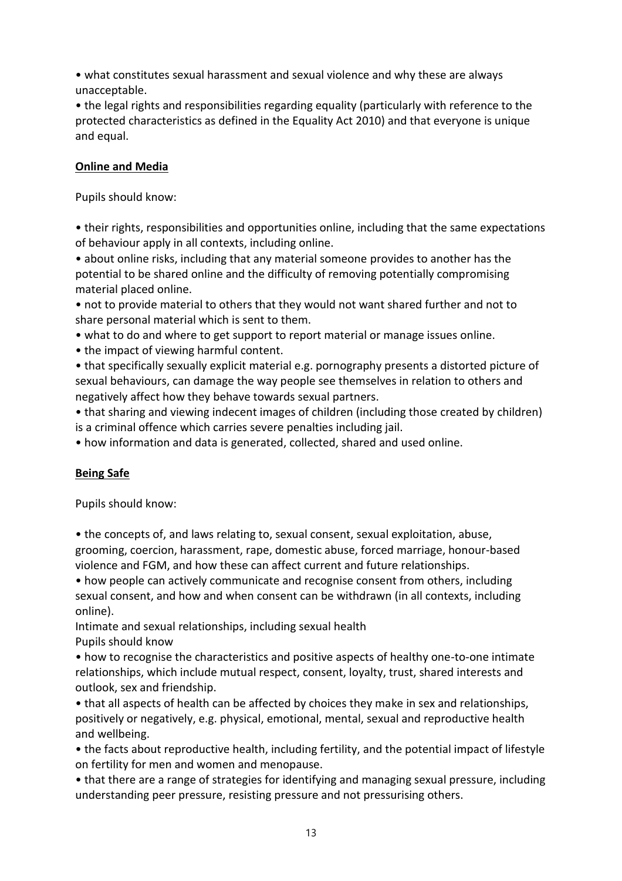- what constitutes sexual harassment and sexual violence and why these are always unacceptable.
- the legal rights and responsibilities regarding equality (particularly with reference to the protected characteristics as defined in the Equality Act 2010) and that everyone is unique and equal.

**Online and Media**

Pupils should know:

- their rights, responsibilities and opportunities online, including that the same expectations of behaviour apply in all contexts, including online.
- about online risks, including that any material someone provides to another has the potential to be shared online and the difficulty of removing potentially compromising material placed online.
- not to provide material to others that they would not want shared further and not to share personal material which is sent to them.
- what to do and where to get support to report material or manage issues online.
- the impact of viewing harmful content.
- that specifically sexually explicit material e.g. pornography presents a distorted picture of sexual behaviours, can damage the way people see themselves in relation to others and negatively affect how they behave towards sexual partners.
- that sharing and viewing indecent images of children (including those created by children) is a criminal offence which carries severe penalties including jail.
- how information and data is generated, collected, shared and used online.

**Being Safe**

Pupils should know:

- the concepts of, and laws relating to, sexual consent, sexual exploitation, abuse, grooming, coercion, harassment, rape, domestic abuse, forced marriage, honour-based violence and FGM, and how these can affect current and future relationships.
- how people can actively communicate and recognise consent from others, including sexual consent, and how and when consent can be withdrawn (in all contexts, including online).

Intimate and sexual relationships, including sexual health

Pupils should know

- how to recognise the characteristics and positive aspects of healthy one-to-one intimate relationships, which include mutual respect, consent, loyalty, trust, shared interests and outlook, sex and friendship.
- that all aspects of health can be affected by choices they make in sex and relationships, positively or negatively, e.g. physical, emotional, mental, sexual and reproductive health and wellbeing.
- the facts about reproductive health, including fertility, and the potential impact of lifestyle on fertility for men and women and menopause.
- that there are a range of strategies for identifying and managing sexual pressure, including understanding peer pressure, resisting pressure and not pressurising others.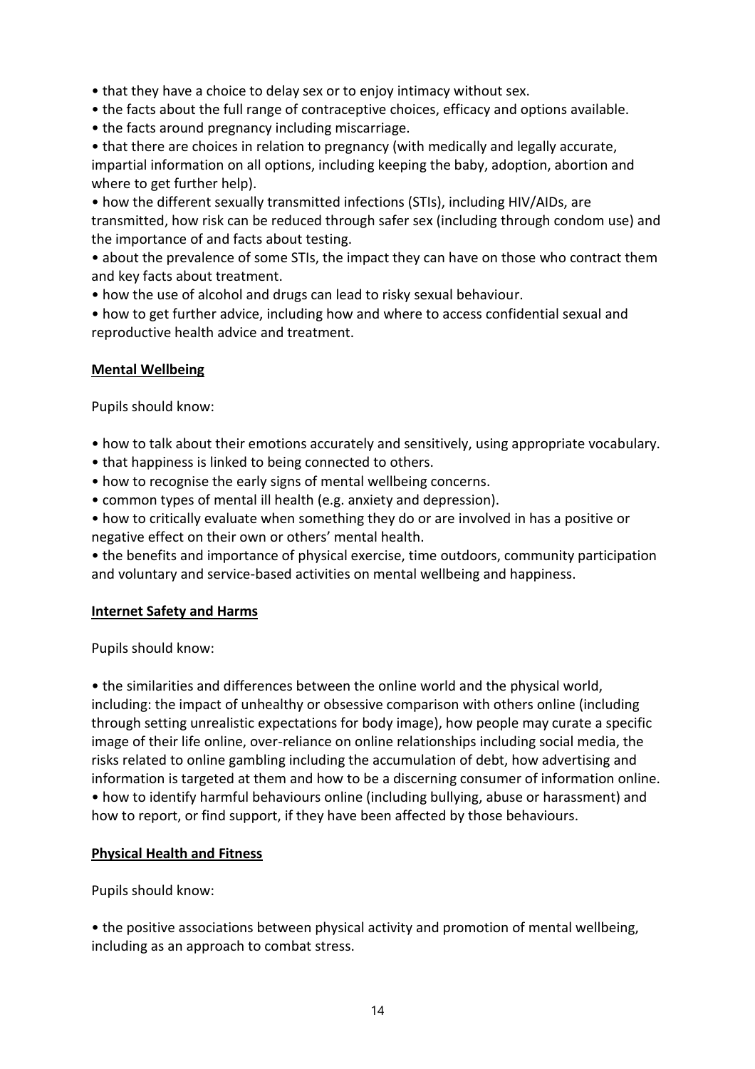- that they have a choice to delay sex or to enjoy intimacy without sex.
- the facts about the full range of contraceptive choices, efficacy and options available.
- the facts around pregnancy including miscarriage.
- that there are choices in relation to pregnancy (with medically and legally accurate, impartial information on all options, including keeping the baby, adoption, abortion and where to get further help).
- how the different sexually transmitted infections (STIs), including HIV/AIDs, are transmitted, how risk can be reduced through safer sex (including through condom use) and the importance of and facts about testing.
- about the prevalence of some STIs, the impact they can have on those who contract them and key facts about treatment.
- how the use of alcohol and drugs can lead to risky sexual behaviour.
- how to get further advice, including how and where to access confidential sexual and reproductive health advice and treatment.

**Mental Wellbeing**

Pupils should know:

- how to talk about their emotions accurately and sensitively, using appropriate vocabulary.
- that happiness is linked to being connected to others.
- how to recognise the early signs of mental wellbeing concerns.
- common types of mental ill health (e.g. anxiety and depression).
- how to critically evaluate when something they do or are involved in has a positive or negative effect on their own or others' mental health.
- the benefits and importance of physical exercise, time outdoors, community participation and voluntary and service-based activities on mental wellbeing and happiness.

**Internet Safety and Harms**

Pupils should know:

- the similarities and differences between the online world and the physical world, including: the impact of unhealthy or obsessive comparison with others online (including through setting unrealistic expectations for body image), how people may curate a specific image of their life online, over-reliance on online relationships including social media, the risks related to online gambling including the accumulation of debt, how advertising and information is targeted at them and how to be a discerning consumer of information online.
- how to identify harmful behaviours online (including bullying, abuse or harassment) and how to report, or find support, if they have been affected by those behaviours.

**Physical Health and Fitness**

Pupils should know:

- the positive associations between physical activity and promotion of mental wellbeing, including as an approach to combat stress.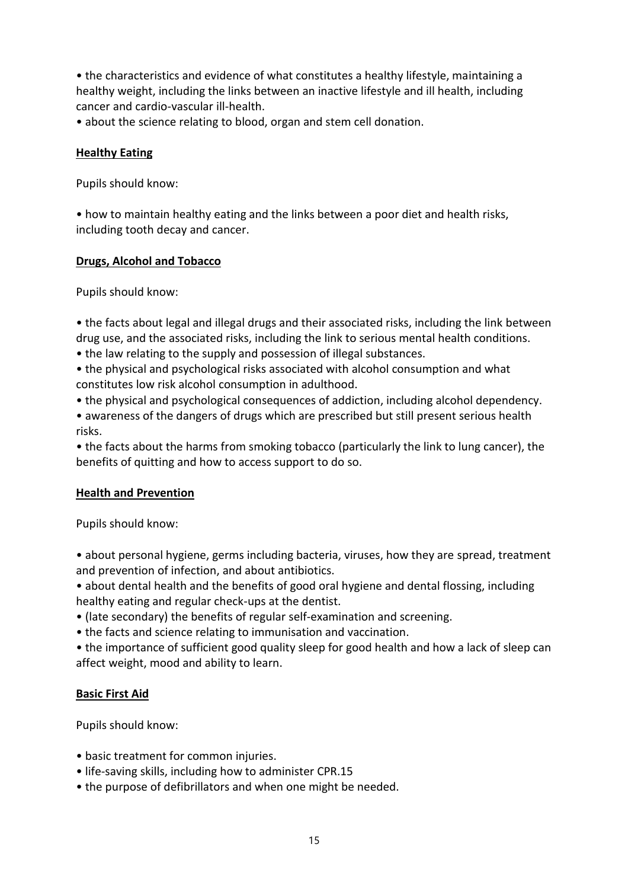- the characteristics and evidence of what constitutes a healthy lifestyle, maintaining a healthy weight, including the links between an inactive lifestyle and ill health, including cancer and cardio-vascular ill-health.
- about the science relating to blood, organ and stem cell donation.

**Healthy Eating**

Pupils should know:

- how to maintain healthy eating and the links between a poor diet and health risks, including tooth decay and cancer.

**Drugs, Alcohol and Tobacco**

Pupils should know:

- the facts about legal and illegal drugs and their associated risks, including the link between drug use, and the associated risks, including the link to serious mental health conditions.
- the law relating to the supply and possession of illegal substances.
- the physical and psychological risks associated with alcohol consumption and what constitutes low risk alcohol consumption in adulthood.
- the physical and psychological consequences of addiction, including alcohol dependency.
- awareness of the dangers of drugs which are prescribed but still present serious health risks.
- the facts about the harms from smoking tobacco (particularly the link to lung cancer), the benefits of quitting and how to access support to do so.

**Health and Prevention**

Pupils should know:

- about personal hygiene, germs including bacteria, viruses, how they are spread, treatment and prevention of infection, and about antibiotics.
- about dental health and the benefits of good oral hygiene and dental flossing, including healthy eating and regular check-ups at the dentist.
- (late secondary) the benefits of regular self-examination and screening.
- the facts and science relating to immunisation and vaccination.
- the importance of sufficient good quality sleep for good health and how a lack of sleep can affect weight, mood and ability to learn.

**Basic First Aid**

Pupils should know:

- basic treatment for common injuries.
- life-saving skills, including how to administer CPR.[15]
- the purpose of defibrillators and when one might be needed.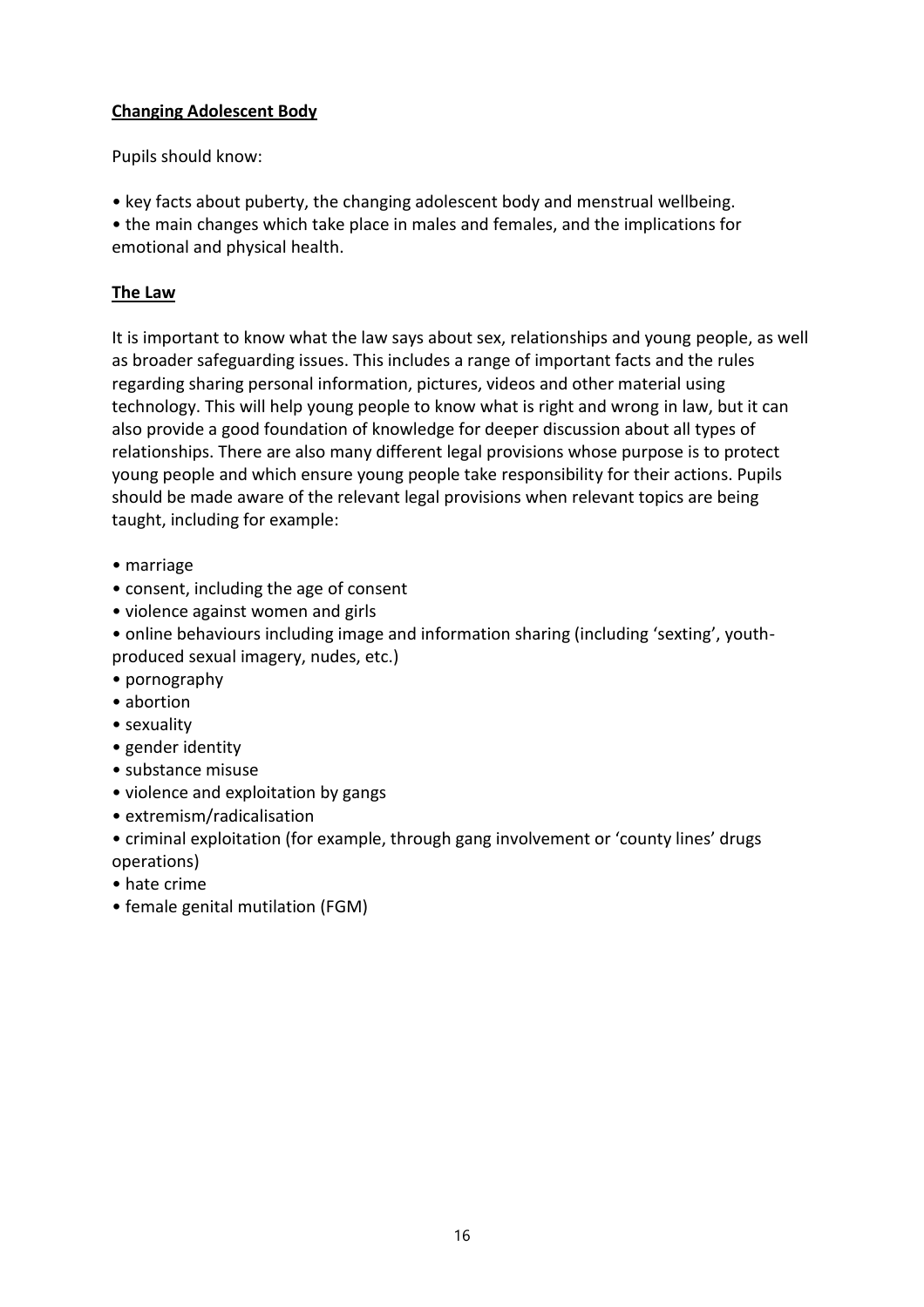## Changing Adolescent Body

Pupils should know:

- key facts about puberty, the changing adolescent body and menstrual wellbeing.
- the main changes which take place in males and females, and the implications for emotional and physical health.

## The Law

It is important to know what the law says about sex, relationships and young people, as well as broader safeguarding issues. This includes a range of important facts and the rules regarding sharing personal information, pictures, videos and other material using technology. This will help young people to know what is right and wrong in law, but it can also provide a good foundation of knowledge for deeper discussion about all types of relationships. There are also many different legal provisions whose purpose is to protect young people and which ensure young people take responsibility for their actions. Pupils should be made aware of the relevant legal provisions when relevant topics are being taught, including for example:

- marriage
- consent, including the age of consent
- violence against women and girls
- online behaviours including image and information sharing (including 'sexting', youth-produced sexual imagery, nudes, etc.)
- pornography
- abortion
- sexuality
- gender identity
- substance misuse
- violence and exploitation by gangs
- extremism/radicalisation
- criminal exploitation (for example, through gang involvement or 'county lines' drugs operations)
- hate crime
- female genital mutilation (FGM)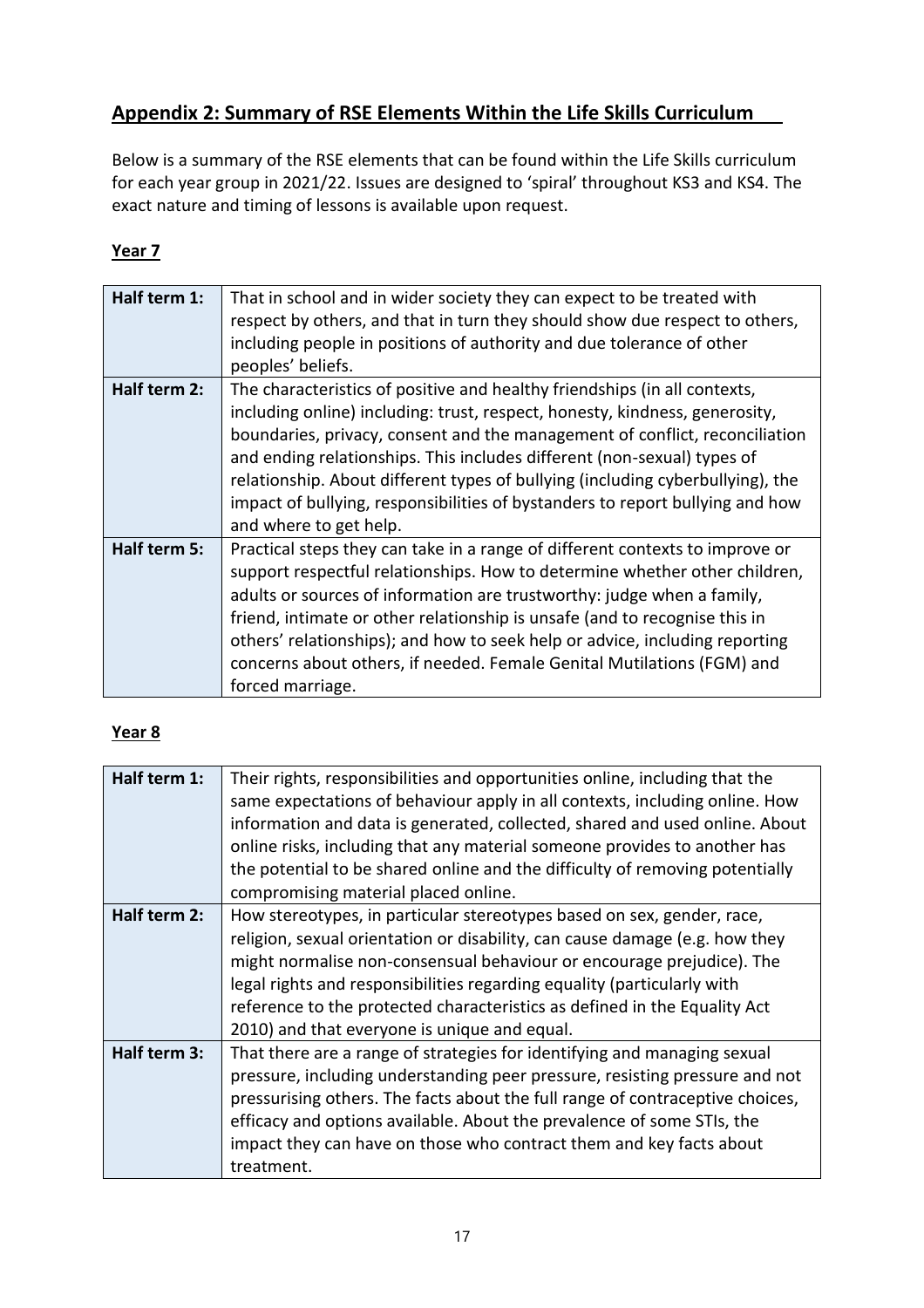## Appendix 2: Summary of RSE Elements Within the Life Skills Curriculum

Below is a summary of the RSE elements that can be found within the Life Skills curriculum for each year group in 2021/22. Issues are designed to 'spiral' throughout KS3 and KS4. The exact nature and timing of lessons is available upon request.

### Year 7

| | |
|---|---|
| **Half term 1:** | That in school and in wider society they can expect to be treated with respect by others, and that in turn they should show due respect to others, including people in positions of authority and due tolerance of other peoples' beliefs. |
| **Half term 2:** | The characteristics of positive and healthy friendships (in all contexts, including online) including: trust, respect, honesty, kindness, generosity, boundaries, privacy, consent and the management of conflict, reconciliation and ending relationships. This includes different (non-sexual) types of relationship. About different types of bullying (including cyberbullying), the impact of bullying, responsibilities of bystanders to report bullying and how and where to get help. |
| **Half term 5:** | Practical steps they can take in a range of different contexts to improve or support respectful relationships. How to determine whether other children, adults or sources of information are trustworthy: judge when a family, friend, intimate or other relationship is unsafe (and to recognise this in others' relationships); and how to seek help or advice, including reporting concerns about others, if needed. Female Genital Mutilations (FGM) and forced marriage. |

### Year 8

| | |
|---|---|
| **Half term 1:** | Their rights, responsibilities and opportunities online, including that the same expectations of behaviour apply in all contexts, including online. How information and data is generated, collected, shared and used online. About online risks, including that any material someone provides to another has the potential to be shared online and the difficulty of removing potentially compromising material placed online. |
| **Half term 2:** | How stereotypes, in particular stereotypes based on sex, gender, race, religion, sexual orientation or disability, can cause damage (e.g. how they might normalise non-consensual behaviour or encourage prejudice). The legal rights and responsibilities regarding equality (particularly with reference to the protected characteristics as defined in the Equality Act 2010) and that everyone is unique and equal. |
| **Half term 3:** | That there are a range of strategies for identifying and managing sexual pressure, including understanding peer pressure, resisting pressure and not pressurising others. The facts about the full range of contraceptive choices, efficacy and options available. About the prevalence of some STIs, the impact they can have on those who contract them and key facts about treatment. |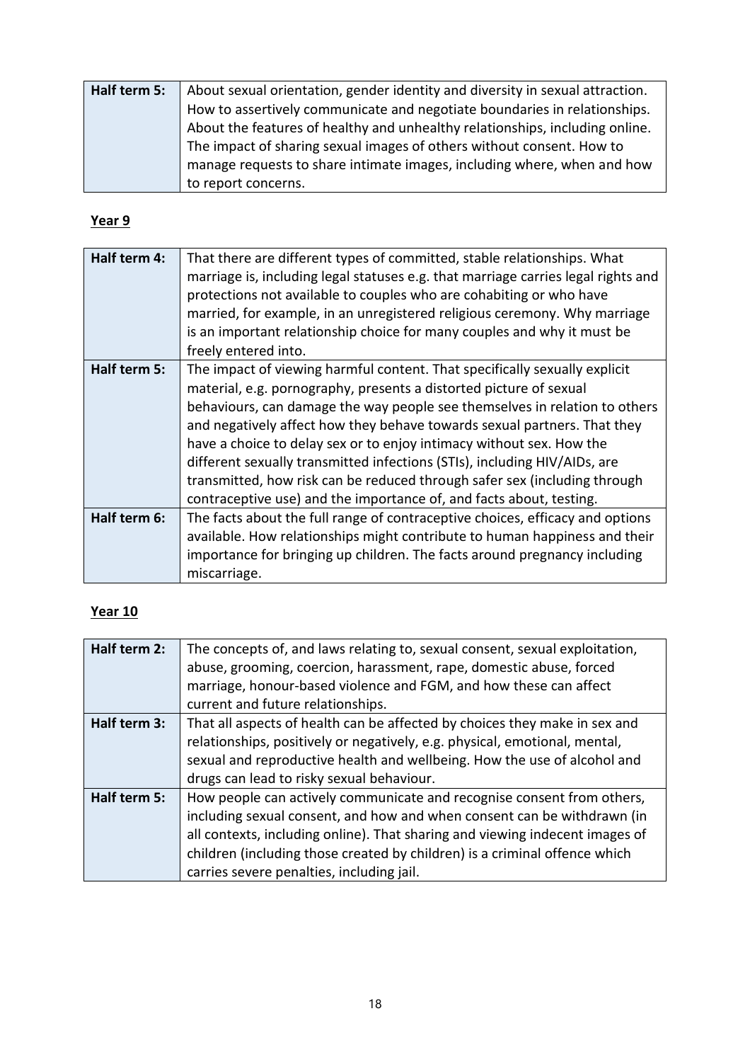| Half term 5: | About sexual orientation, gender identity and diversity in sexual attraction. How to assertively communicate and negotiate boundaries in relationships. About the features of healthy and unhealthy relationships, including online. The impact of sharing sexual images of others without consent. How to manage requests to share intimate images, including where, when and how to report concerns. |
|---|---|

**Year 9**

| Half term 4: | That there are different types of committed, stable relationships. What marriage is, including legal statuses e.g. that marriage carries legal rights and protections not available to couples who are cohabiting or who have married, for example, in an unregistered religious ceremony. Why marriage is an important relationship choice for many couples and why it must be freely entered into. |
|---|---|
| **Half term 5:** | The impact of viewing harmful content. That specifically sexually explicit material, e.g. pornography, presents a distorted picture of sexual behaviours, can damage the way people see themselves in relation to others and negatively affect how they behave towards sexual partners. That they have a choice to delay sex or to enjoy intimacy without sex. How the different sexually transmitted infections (STIs), including HIV/AIDs, are transmitted, how risk can be reduced through safer sex (including through contraceptive use) and the importance of, and facts about, testing. |
| **Half term 6:** | The facts about the full range of contraceptive choices, efficacy and options available. How relationships might contribute to human happiness and their importance for bringing up children. The facts around pregnancy including miscarriage. |

**Year 10**

| Half term 2: | The concepts of, and laws relating to, sexual consent, sexual exploitation, abuse, grooming, coercion, harassment, rape, domestic abuse, forced marriage, honour-based violence and FGM, and how these can affect current and future relationships. |
|---|---|
| **Half term 3:** | That all aspects of health can be affected by choices they make in sex and relationships, positively or negatively, e.g. physical, emotional, mental, sexual and reproductive health and wellbeing. How the use of alcohol and drugs can lead to risky sexual behaviour. |
| **Half term 5:** | How people can actively communicate and recognise consent from others, including sexual consent, and how and when consent can be withdrawn (in all contexts, including online). That sharing and viewing indecent images of children (including those created by children) is a criminal offence which carries severe penalties, including jail. |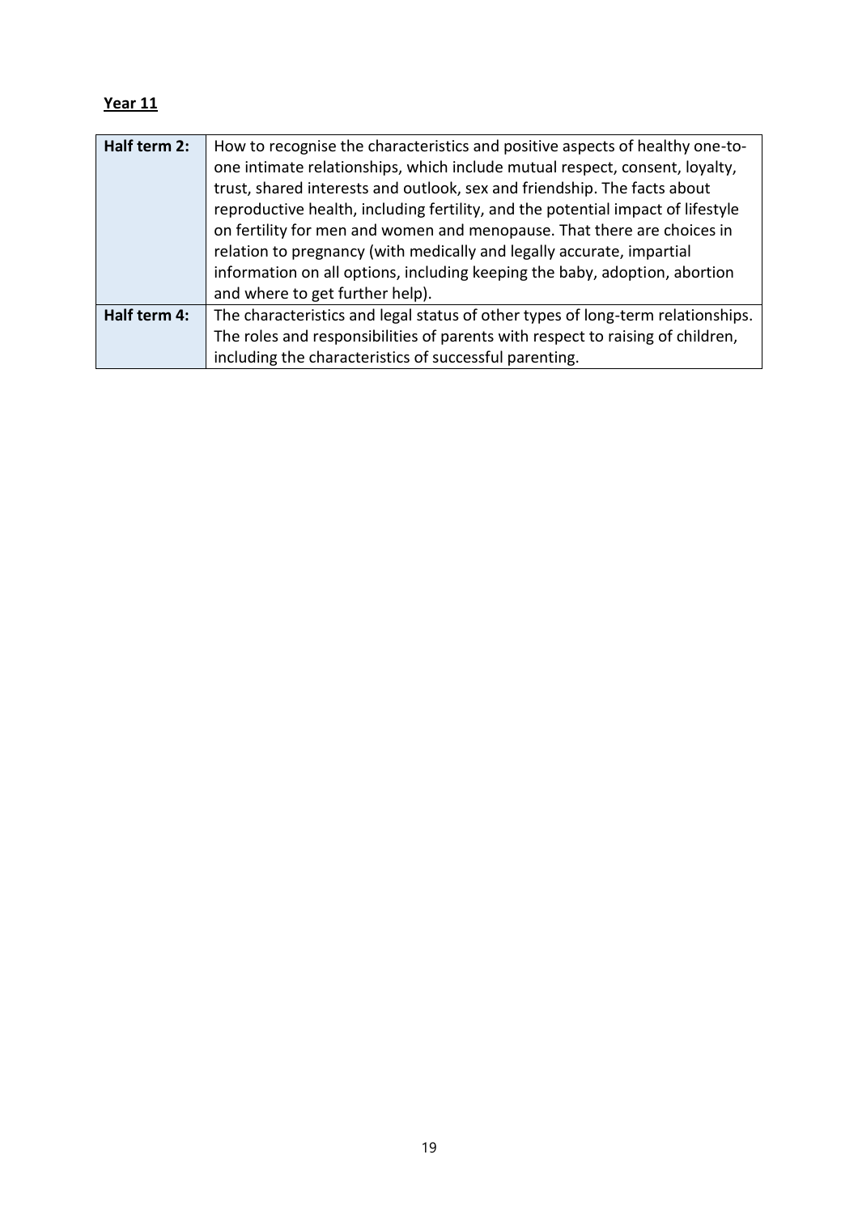**<u>Year 11</u>**

| | |
|---|---|
| **Half term 2:** | How to recognise the characteristics and positive aspects of healthy one-to-one intimate relationships, which include mutual respect, consent, loyalty, trust, shared interests and outlook, sex and friendship. The facts about reproductive health, including fertility, and the potential impact of lifestyle on fertility for men and women and menopause. That there are choices in relation to pregnancy (with medically and legally accurate, impartial information on all options, including keeping the baby, adoption, abortion and where to get further help). |
| **Half term 4:** | The characteristics and legal status of other types of long-term relationships. The roles and responsibilities of parents with respect to raising of children, including the characteristics of successful parenting. |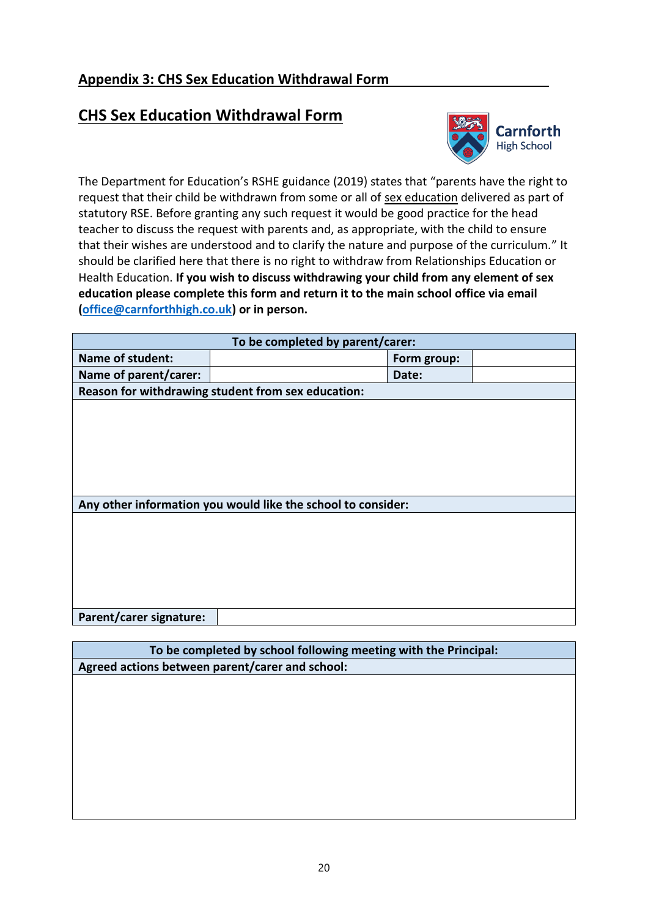## Appendix 3: CHS Sex Education Withdrawal Form

# CHS Sex Education Withdrawal Form

Carnforth High School

The Department for Education's RSHE guidance (2019) states that "parents have the right to request that their child be withdrawn from some or all of sex education delivered as part of statutory RSE. Before granting any such request it would be good practice for the head teacher to discuss the request with parents and, as appropriate, with the child to ensure that their wishes are understood and to clarify the nature and purpose of the curriculum." It should be clarified here that there is no right to withdraw from Relationships Education or Health Education. **If you wish to discuss withdrawing your child from any element of sex education please complete this form and return it to the main school office via email (office@carnforthhigh.co.uk) or in person.**

| **To be completed by parent/carer:** | | | |
|---|---|---|---|
| **Name of student:** | | **Form group:** | |
| **Name of parent/carer:** | | **Date:** | |
| **Reason for withdrawing student from sex education:** | | | |
| | | | |
| **Any other information you would like the school to consider:** | | | |
| | | | |
| **Parent/carer signature:** | | | |

| **To be completed by school following meeting with the Principal:** |
|---|
| **Agreed actions between parent/carer and school:** |
| |